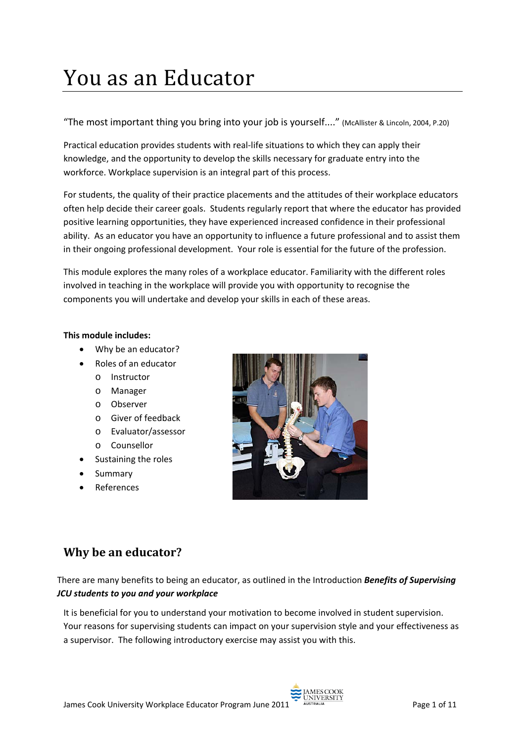# You as an Educator

"The most important thing you bring into your job is yourself...." (McAllister & Lincoln, 2004, P.20)

Practical education provides students with real-life situations to which they can apply their knowledge, and the opportunity to develop the skills necessary for graduate entry into the workforce. Workplace supervision is an integral part of this process.

For students, the quality of their practice placements and the attitudes of their workplace educators often help decide their career goals. Students regularly report that where the educator has provided positive learning opportunities, they have experienced increased confidence in their professional ability. As an educator you have an opportunity to influence a future professional and to assist them in their ongoing professional development. Your role is essential for the future of the profession.

This module explores the many roles of a workplace educator. Familiarity with the different roles involved in teaching in the workplace will provide you with opportunity to recognise the components you will undertake and develop your skills in each of these areas.

**This module includes:**

- Why be an educator?
- Roles of an educator
  - Instructor
  - Manager
  - Observer
  - Giver of feedback
  - Evaluator/assessor
  - Counsellor
- Sustaining the roles
- Summary
- References

## Why be an educator?

There are many benefits to being an educator, as outlined in the Introduction ***Benefits of Supervising JCU students to you and your workplace***

It is beneficial for you to understand your motivation to become involved in student supervision. Your reasons for supervising students can impact on your supervision style and your effectiveness as a supervisor. The following introductory exercise may assist you with this.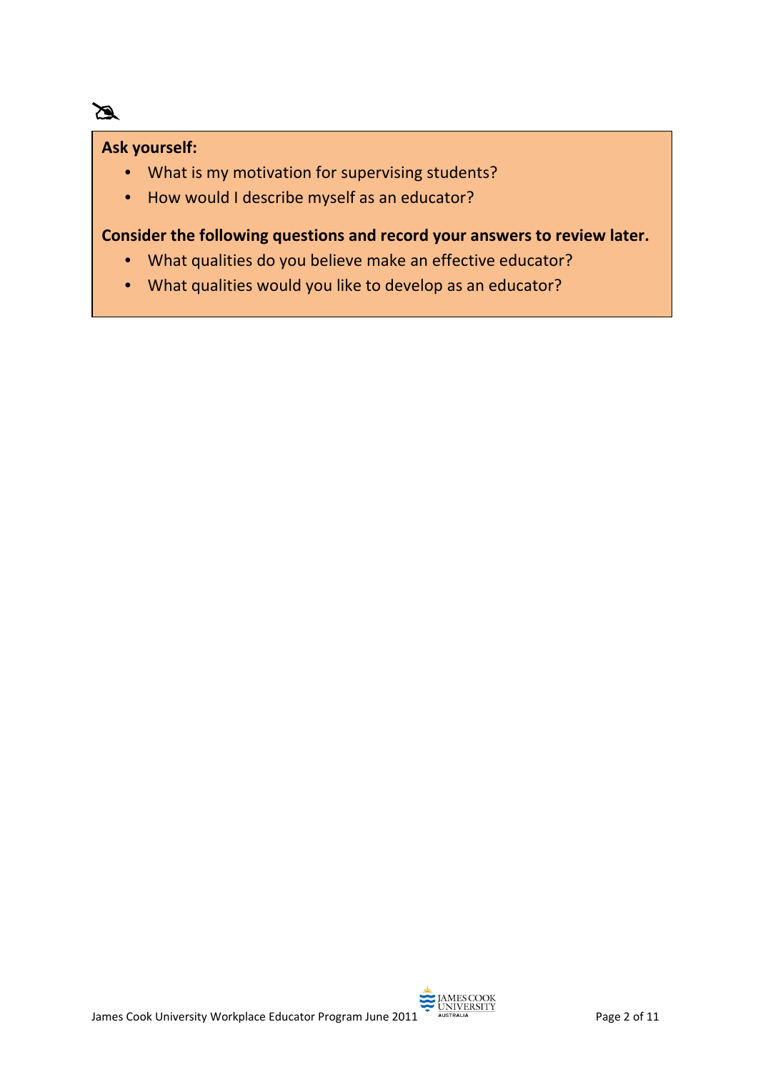**Ask yourself:**

- What is my motivation for supervising students?
- How would I describe myself as an educator?

**Consider the following questions and record your answers to review later.**

- What qualities do you believe make an effective educator?
- What qualities would you like to develop as an educator?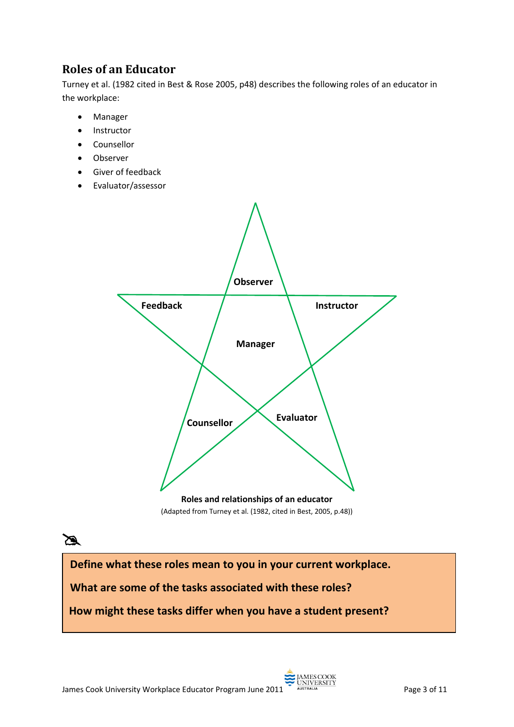## Roles of an Educator

Turney et al. (1982 cited in Best & Rose 2005, p48) describes the following roles of an educator in the workplace:

- Manager
- Instructor
- Counsellor
- Observer
- Giver of feedback
- Evaluator/assessor

Observer

Feedback

Instructor

Manager

Counsellor

Evaluator

**Roles and relationships of an educator**

(Adapted from Turney et al. (1982, cited in Best, 2005, p.48))

**Define what these roles mean to you in your current workplace.**

**What are some of the tasks associated with these roles?**

**How might these tasks differ when you have a student present?**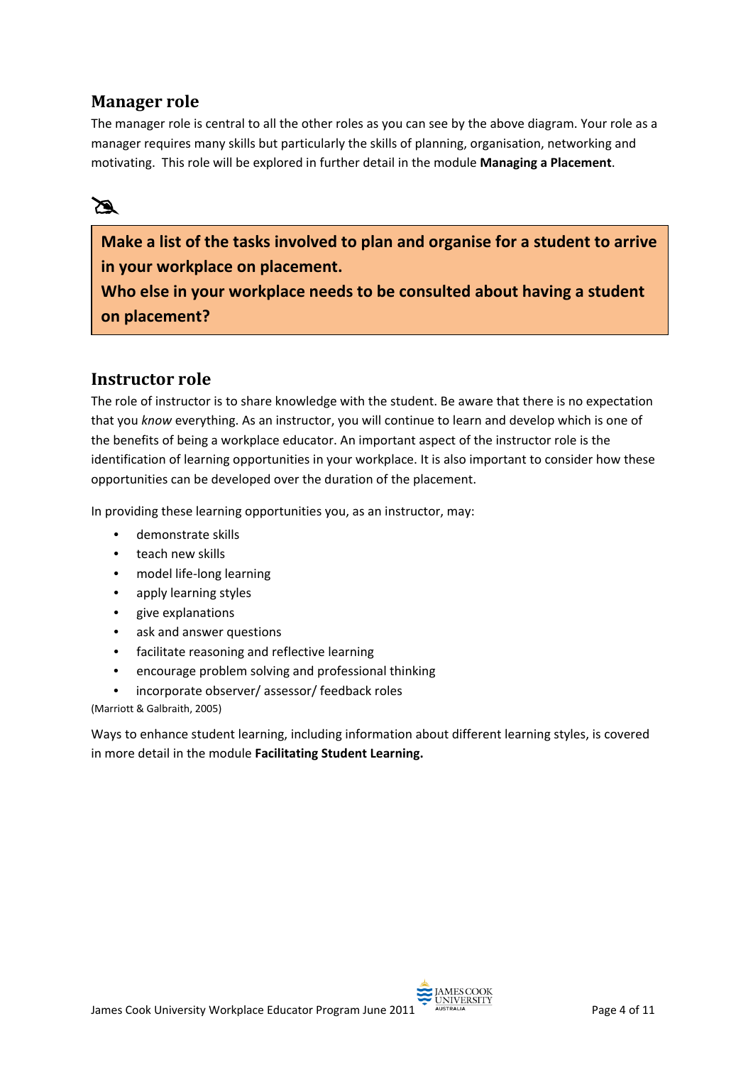## Manager role

The manager role is central to all the other roles as you can see by the above diagram. Your role as a manager requires many skills but particularly the skills of planning, organisation, networking and motivating. This role will be explored in further detail in the module **Managing a Placement**.

**Make a list of the tasks involved to plan and organise for a student to arrive in your workplace on placement.**
**Who else in your workplace needs to be consulted about having a student on placement?**

## Instructor role

The role of instructor is to share knowledge with the student. Be aware that there is no expectation that you *know* everything. As an instructor, you will continue to learn and develop which is one of the benefits of being a workplace educator. An important aspect of the instructor role is the identification of learning opportunities in your workplace. It is also important to consider how these opportunities can be developed over the duration of the placement.

In providing these learning opportunities you, as an instructor, may:

- demonstrate skills
- teach new skills
- model life-long learning
- apply learning styles
- give explanations
- ask and answer questions
- facilitate reasoning and reflective learning
- encourage problem solving and professional thinking
- incorporate observer/ assessor/ feedback roles

(Marriott & Galbraith, 2005)

Ways to enhance student learning, including information about different learning styles, is covered in more detail in the module **Facilitating Student Learning.**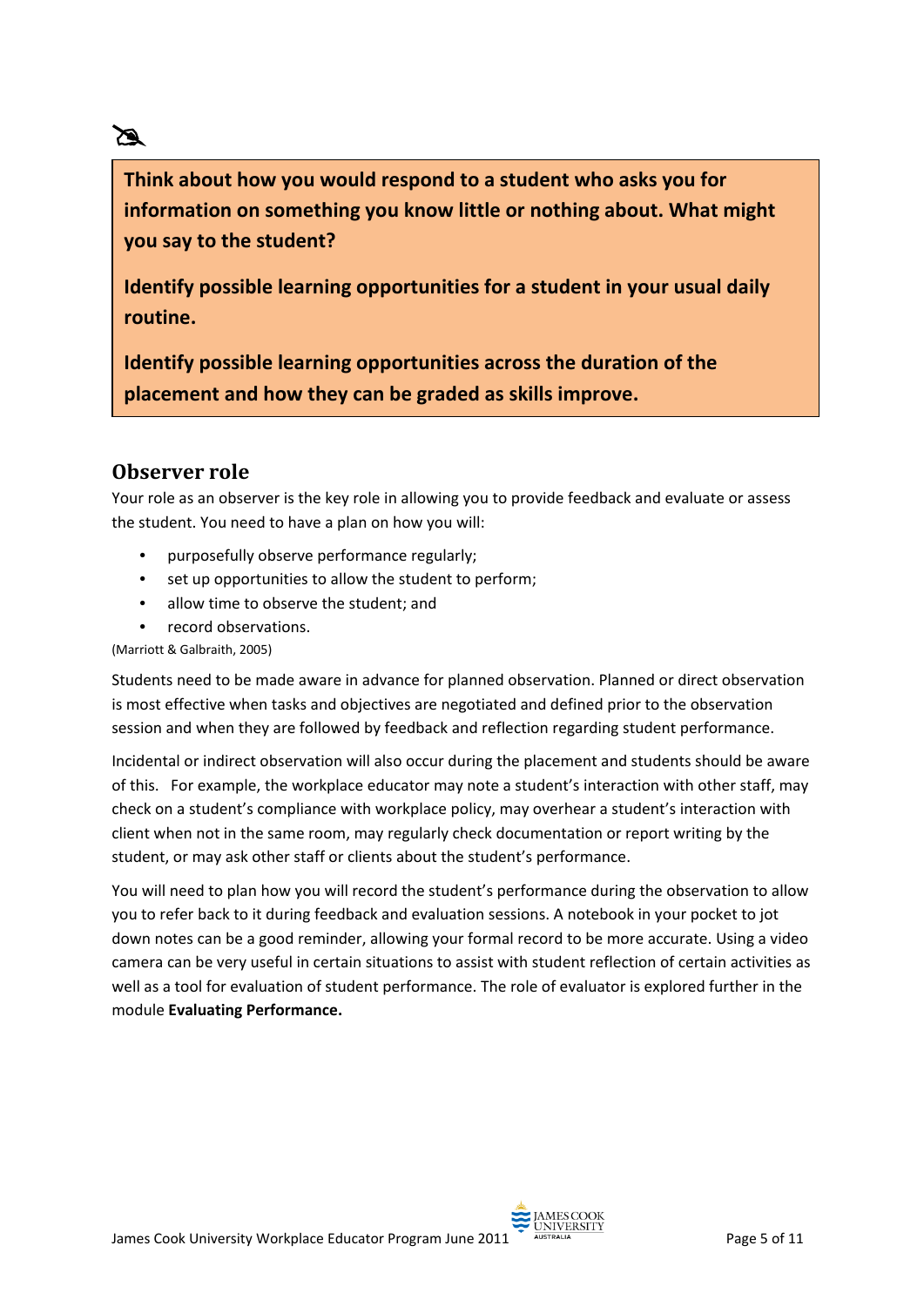**Think about how you would respond to a student who asks you for information on something you know little or nothing about. What might you say to the student?**

**Identify possible learning opportunities for a student in your usual daily routine.**

**Identify possible learning opportunities across the duration of the placement and how they can be graded as skills improve.**

## Observer role

Your role as an observer is the key role in allowing you to provide feedback and evaluate or assess the student. You need to have a plan on how you will:

- purposefully observe performance regularly;
- set up opportunities to allow the student to perform;
- allow time to observe the student; and
- record observations.

(Marriott & Galbraith, 2005)

Students need to be made aware in advance for planned observation. Planned or direct observation is most effective when tasks and objectives are negotiated and defined prior to the observation session and when they are followed by feedback and reflection regarding student performance.

Incidental or indirect observation will also occur during the placement and students should be aware of this. For example, the workplace educator may note a student's interaction with other staff, may check on a student's compliance with workplace policy, may overhear a student's interaction with client when not in the same room, may regularly check documentation or report writing by the student, or may ask other staff or clients about the student's performance.

You will need to plan how you will record the student's performance during the observation to allow you to refer back to it during feedback and evaluation sessions. A notebook in your pocket to jot down notes can be a good reminder, allowing your formal record to be more accurate. Using a video camera can be very useful in certain situations to assist with student reflection of certain activities as well as a tool for evaluation of student performance. The role of evaluator is explored further in the module **Evaluating Performance.**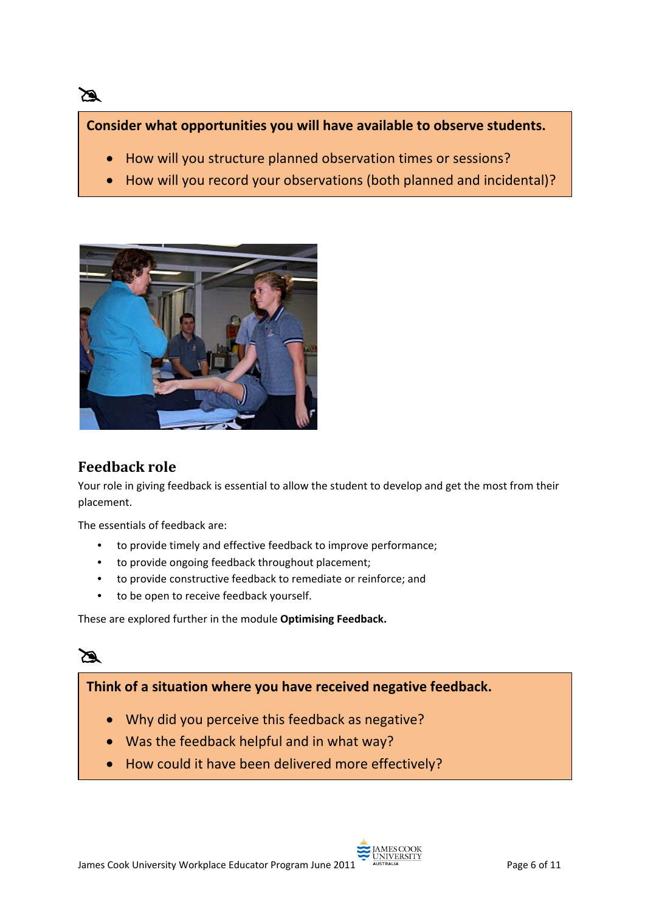**Consider what opportunities you will have available to observe students.**

- How will you structure planned observation times or sessions?
- How will you record your observations (both planned and incidental)?

## Feedback role

Your role in giving feedback is essential to allow the student to develop and get the most from their placement.

The essentials of feedback are:

- to provide timely and effective feedback to improve performance;
- to provide ongoing feedback throughout placement;
- to provide constructive feedback to remediate or reinforce; and
- to be open to receive feedback yourself.

These are explored further in the module **Optimising Feedback.**

**Think of a situation where you have received negative feedback.**

- Why did you perceive this feedback as negative?
- Was the feedback helpful and in what way?
- How could it have been delivered more effectively?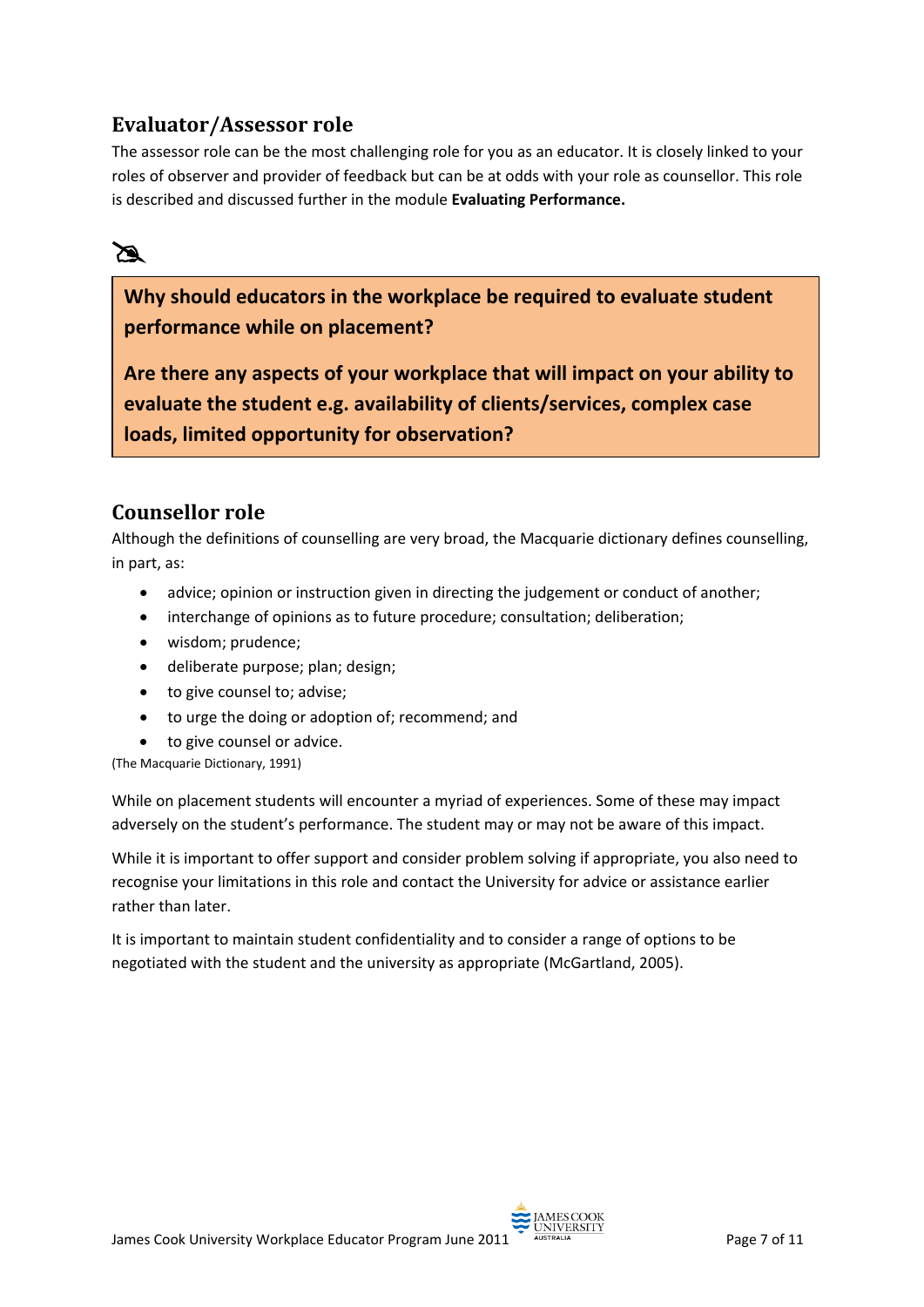## Evaluator/Assessor role

The assessor role can be the most challenging role for you as an educator. It is closely linked to your roles of observer and provider of feedback but can be at odds with your role as counsellor. This role is described and discussed further in the module **Evaluating Performance.**

**Why should educators in the workplace be required to evaluate student performance while on placement?**

**Are there any aspects of your workplace that will impact on your ability to evaluate the student e.g. availability of clients/services, complex case loads, limited opportunity for observation?**

## Counsellor role

Although the definitions of counselling are very broad, the Macquarie dictionary defines counselling, in part, as:

- advice; opinion or instruction given in directing the judgement or conduct of another;
- interchange of opinions as to future procedure; consultation; deliberation;
- wisdom; prudence;
- deliberate purpose; plan; design;
- to give counsel to; advise;
- to urge the doing or adoption of; recommend; and
- to give counsel or advice.

(The Macquarie Dictionary, 1991)

While on placement students will encounter a myriad of experiences. Some of these may impact adversely on the student's performance. The student may or may not be aware of this impact.

While it is important to offer support and consider problem solving if appropriate, you also need to recognise your limitations in this role and contact the University for advice or assistance earlier rather than later.

It is important to maintain student confidentiality and to consider a range of options to be negotiated with the student and the university as appropriate (McGartland, 2005).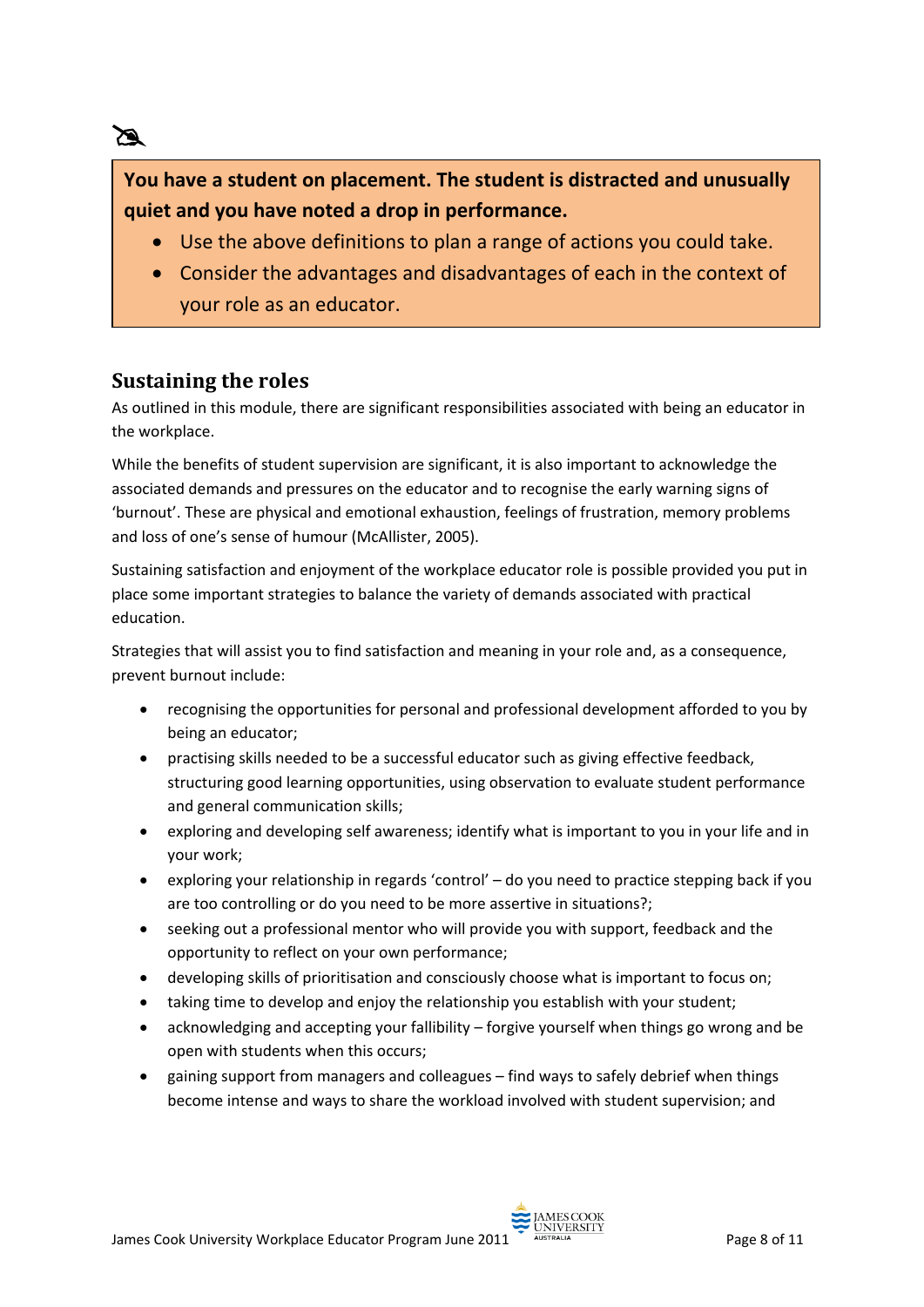**You have a student on placement. The student is distracted and unusually quiet and you have noted a drop in performance.**

- Use the above definitions to plan a range of actions you could take.
- Consider the advantages and disadvantages of each in the context of your role as an educator.

## Sustaining the roles

As outlined in this module, there are significant responsibilities associated with being an educator in the workplace.

While the benefits of student supervision are significant, it is also important to acknowledge the associated demands and pressures on the educator and to recognise the early warning signs of 'burnout'. These are physical and emotional exhaustion, feelings of frustration, memory problems and loss of one's sense of humour (McAllister, 2005).

Sustaining satisfaction and enjoyment of the workplace educator role is possible provided you put in place some important strategies to balance the variety of demands associated with practical education.

Strategies that will assist you to find satisfaction and meaning in your role and, as a consequence, prevent burnout include:

- recognising the opportunities for personal and professional development afforded to you by being an educator;
- practising skills needed to be a successful educator such as giving effective feedback, structuring good learning opportunities, using observation to evaluate student performance and general communication skills;
- exploring and developing self awareness; identify what is important to you in your life and in your work;
- exploring your relationship in regards 'control' – do you need to practice stepping back if you are too controlling or do you need to be more assertive in situations?;
- seeking out a professional mentor who will provide you with support, feedback and the opportunity to reflect on your own performance;
- developing skills of prioritisation and consciously choose what is important to focus on;
- taking time to develop and enjoy the relationship you establish with your student;
- acknowledging and accepting your fallibility – forgive yourself when things go wrong and be open with students when this occurs;
- gaining support from managers and colleagues – find ways to safely debrief when things become intense and ways to share the workload involved with student supervision; and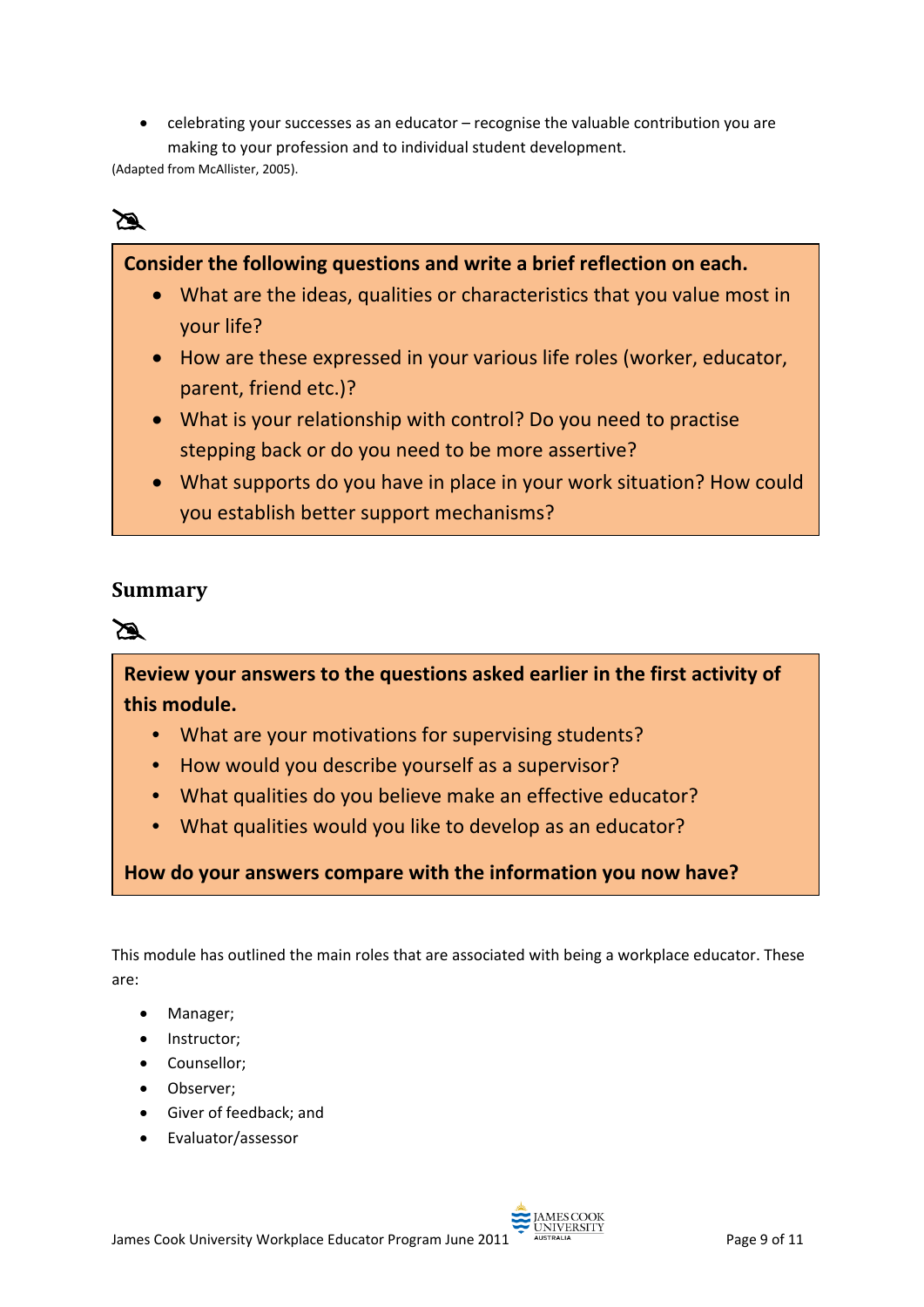- celebrating your successes as an educator – recognise the valuable contribution you are making to your profession and to individual student development.

(Adapted from McAllister, 2005).

**Consider the following questions and write a brief reflection on each.**

- What are the ideas, qualities or characteristics that you value most in your life?
- How are these expressed in your various life roles (worker, educator, parent, friend etc.)?
- What is your relationship with control? Do you need to practise stepping back or do you need to be more assertive?
- What supports do you have in place in your work situation? How could you establish better support mechanisms?

## Summary

**Review your answers to the questions asked earlier in the first activity of this module.**

- What are your motivations for supervising students?
- How would you describe yourself as a supervisor?
- What qualities do you believe make an effective educator?
- What qualities would you like to develop as an educator?

**How do your answers compare with the information you now have?**

This module has outlined the main roles that are associated with being a workplace educator. These are:

- Manager;
- Instructor;
- Counsellor;
- Observer;
- Giver of feedback; and
- Evaluator/assessor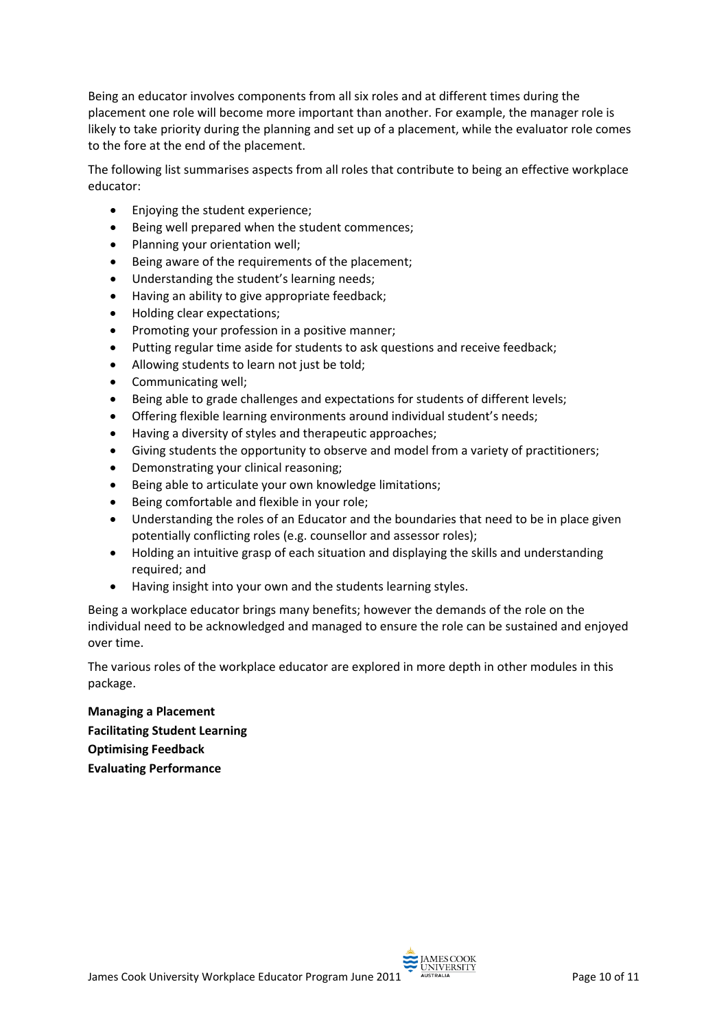Being an educator involves components from all six roles and at different times during the placement one role will become more important than another. For example, the manager role is likely to take priority during the planning and set up of a placement, while the evaluator role comes to the fore at the end of the placement.

The following list summarises aspects from all roles that contribute to being an effective workplace educator:

- Enjoying the student experience;
- Being well prepared when the student commences;
- Planning your orientation well;
- Being aware of the requirements of the placement;
- Understanding the student's learning needs;
- Having an ability to give appropriate feedback;
- Holding clear expectations;
- Promoting your profession in a positive manner;
- Putting regular time aside for students to ask questions and receive feedback;
- Allowing students to learn not just be told;
- Communicating well;
- Being able to grade challenges and expectations for students of different levels;
- Offering flexible learning environments around individual student's needs;
- Having a diversity of styles and therapeutic approaches;
- Giving students the opportunity to observe and model from a variety of practitioners;
- Demonstrating your clinical reasoning;
- Being able to articulate your own knowledge limitations;
- Being comfortable and flexible in your role;
- Understanding the roles of an Educator and the boundaries that need to be in place given potentially conflicting roles (e.g. counsellor and assessor roles);
- Holding an intuitive grasp of each situation and displaying the skills and understanding required; and
- Having insight into your own and the students learning styles.

Being a workplace educator brings many benefits; however the demands of the role on the individual need to be acknowledged and managed to ensure the role can be sustained and enjoyed over time.

The various roles of the workplace educator are explored in more depth in other modules in this package.

**Managing a Placement**
**Facilitating Student Learning**
**Optimising Feedback**
**Evaluating Performance**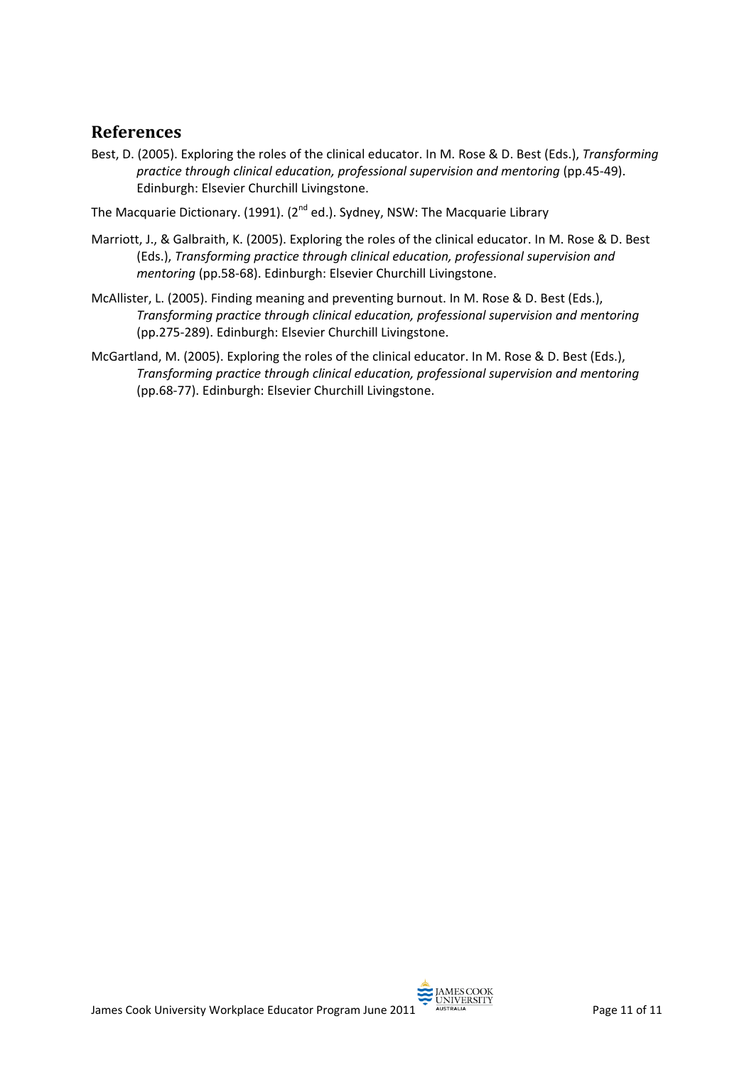## References

Best, D. (2005). Exploring the roles of the clinical educator. In M. Rose & D. Best (Eds.), *Transforming practice through clinical education, professional supervision and mentoring* (pp.45-49). Edinburgh: Elsevier Churchill Livingstone.

The Macquarie Dictionary. (1991). (2nd ed.). Sydney, NSW: The Macquarie Library

Marriott, J., & Galbraith, K. (2005). Exploring the roles of the clinical educator. In M. Rose & D. Best (Eds.), *Transforming practice through clinical education, professional supervision and mentoring* (pp.58-68). Edinburgh: Elsevier Churchill Livingstone.

McAllister, L. (2005). Finding meaning and preventing burnout. In M. Rose & D. Best (Eds.), *Transforming practice through clinical education, professional supervision and mentoring* (pp.275-289). Edinburgh: Elsevier Churchill Livingstone.

McGartland, M. (2005). Exploring the roles of the clinical educator. In M. Rose & D. Best (Eds.), *Transforming practice through clinical education, professional supervision and mentoring* (pp.68-77). Edinburgh: Elsevier Churchill Livingstone.